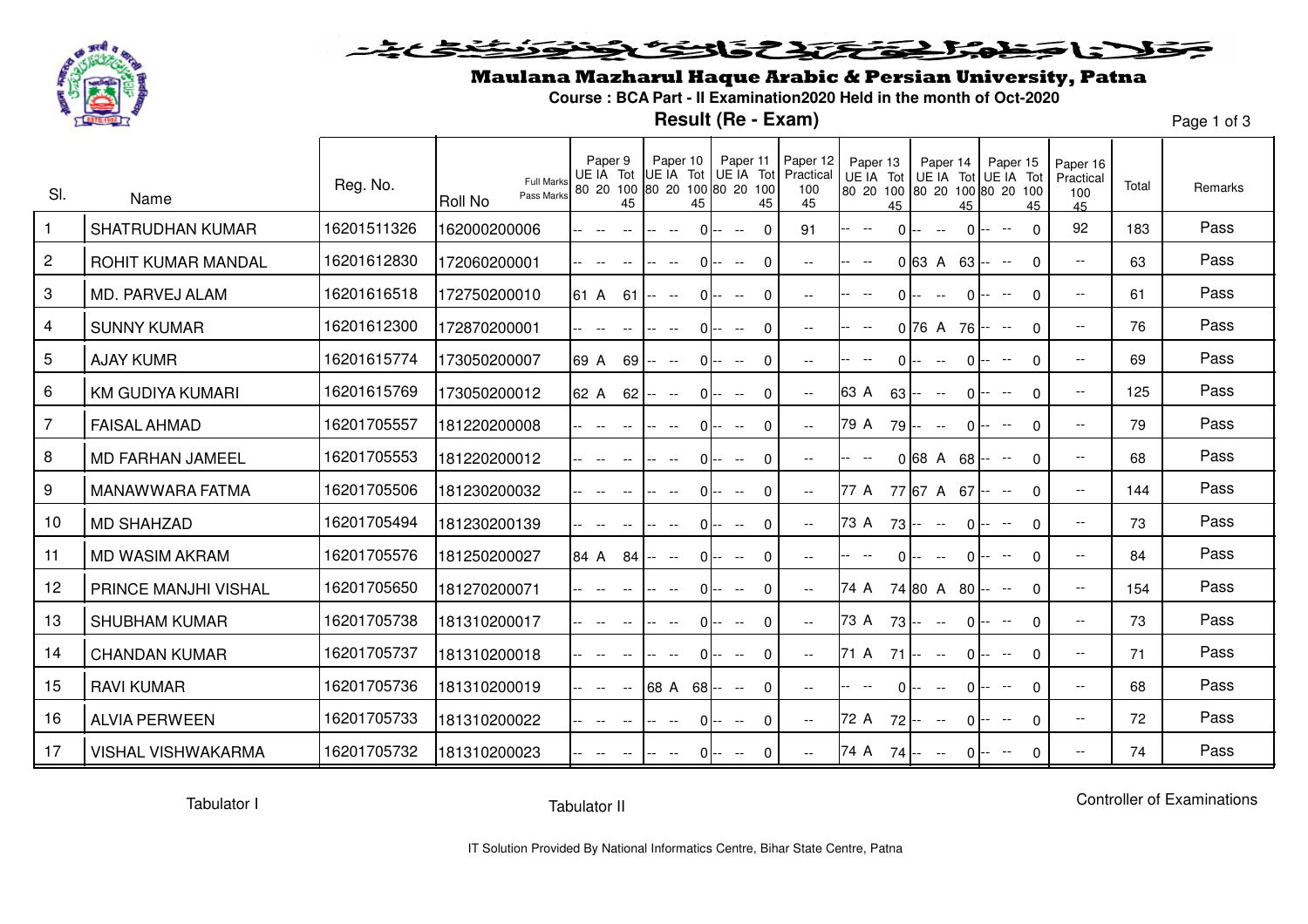# Maulana Mazharul Haque Arabic & Persian University, Patna

**Course : BCA Part - II Examination2020 Held in the month of Oct-2020**

**Result (Re - Exam)**

| Sl. | Name | Reg. No. | Roll No | Paper 9 UE | Paper 9 IA | Paper 9 Tot | Paper 10 UE | Paper 10 IA | Paper 10 Tot | Paper 11 UE | Paper 11 IA | Paper 11 Tot | Paper 12 Practical | Paper 13 UE | Paper 13 IA | Paper 13 Tot | Paper 14 UE | Paper 14 IA | Paper 14 Tot | Paper 15 UE | Paper 15 IA | Paper 15 Tot | Paper 16 Practical | Total | Remarks |
|---|---|---|---|---|---|---|---|---|---|---|---|---|---|---|---|---|---|---|---|---|---|---|---|---|---|
| | | | Full Marks | 80 | 20 | 100 | 80 | 20 | 100 | 80 | 20 | 100 | 100 | 80 | 20 | 100 | 80 | 20 | 100 | 80 | 20 | 100 | 100 | | |
| | | | Pass Marks | | | 45 | | | 45 | | | 45 | 45 | | | 45 | | | 45 | | | 45 | 45 | | |
| 1 | SHATRUDHAN KUMAR | 16201511326 | 162000200006 | -- | -- | -- | -- | -- | 0 | -- | -- | 0 | 91 | -- | -- | 0 | -- | -- | 0 | -- | -- | 0 | 92 | 183 | Pass |
| 2 | ROHIT KUMAR MANDAL | 16201612830 | 172060200001 | -- | -- | -- | -- | -- | 0 | -- | -- | 0 | -- | -- | -- | 0 | 63 | A | 63 | -- | -- | 0 | -- | 63 | Pass |
| 3 | MD. PARVEJ ALAM | 16201616518 | 172750200010 | 61 | A | 61 | -- | -- | 0 | -- | -- | 0 | -- | -- | -- | 0 | -- | -- | 0 | -- | -- | 0 | -- | 61 | Pass |
| 4 | SUNNY KUMAR | 16201612300 | 172870200001 | -- | -- | -- | -- | -- | 0 | -- | -- | 0 | -- | -- | -- | 0 | 76 | A | 76 | -- | -- | 0 | -- | 76 | Pass |
| 5 | AJAY KUMR | 16201615774 | 173050200007 | 69 | A | 69 | -- | -- | 0 | -- | -- | 0 | -- | -- | -- | 0 | -- | -- | 0 | -- | -- | 0 | -- | 69 | Pass |
| 6 | KM GUDIYA KUMARI | 16201615769 | 173050200012 | 62 | A | 62 | -- | -- | 0 | -- | -- | 0 | -- | 63 | A | 63 | -- | -- | 0 | -- | -- | 0 | -- | 125 | Pass |
| 7 | FAISAL AHMAD | 16201705557 | 181220200008 | -- | -- | -- | -- | -- | 0 | -- | -- | 0 | -- | 79 | A | 79 | -- | -- | 0 | -- | -- | 0 | -- | 79 | Pass |
| 8 | MD FARHAN JAMEEL | 16201705553 | 181220200012 | -- | -- | -- | -- | -- | 0 | -- | -- | 0 | -- | -- | -- | 0 | 68 | A | 68 | -- | -- | 0 | -- | 68 | Pass |
| 9 | MANAWWARA FATMA | 16201705506 | 181230200032 | -- | -- | -- | -- | -- | 0 | -- | -- | 0 | -- | 77 | A | 77 | 67 | A | 67 | -- | -- | 0 | -- | 144 | Pass |
| 10 | MD SHAHZAD | 16201705494 | 181230200139 | -- | -- | -- | -- | -- | 0 | -- | -- | 0 | -- | 73 | A | 73 | -- | -- | 0 | -- | -- | 0 | -- | 73 | Pass |
| 11 | MD WASIM AKRAM | 16201705576 | 181250200027 | 84 | A | 84 | -- | -- | 0 | -- | -- | 0 | -- | -- | -- | 0 | -- | -- | 0 | -- | -- | 0 | -- | 84 | Pass |
| 12 | PRINCE MANJHI VISHAL | 16201705650 | 181270200071 | -- | -- | -- | -- | -- | 0 | -- | -- | 0 | -- | 74 | A | 74 | 80 | A | 80 | -- | -- | 0 | -- | 154 | Pass |
| 13 | SHUBHAM KUMAR | 16201705738 | 181310200017 | -- | -- | -- | -- | -- | 0 | -- | -- | 0 | -- | 73 | A | 73 | -- | -- | 0 | -- | -- | 0 | -- | 73 | Pass |
| 14 | CHANDAN KUMAR | 16201705737 | 181310200018 | -- | -- | -- | -- | -- | 0 | -- | -- | 0 | -- | 71 | A | 71 | -- | -- | 0 | -- | -- | 0 | -- | 71 | Pass |
| 15 | RAVI KUMAR | 16201705736 | 181310200019 | -- | -- | -- | 68 | A | 68 | -- | -- | 0 | -- | -- | -- | 0 | -- | -- | 0 | -- | -- | 0 | -- | 68 | Pass |
| 16 | ALVIA PERWEEN | 16201705733 | 181310200022 | -- | -- | -- | -- | -- | 0 | -- | -- | 0 | -- | 72 | A | 72 | -- | -- | 0 | -- | -- | 0 | -- | 72 | Pass |
| 17 | VISHAL VISHWAKARMA | 16201705732 | 181310200023 | -- | -- | -- | -- | -- | 0 | -- | -- | 0 | -- | 74 | A | 74 | -- | -- | 0 | -- | -- | 0 | -- | 74 | Pass |

Tabulator I | Tabulator II | Controller of Examinations

IT Solution Provided By National Informatics Centre, Bihar State Centre, Patna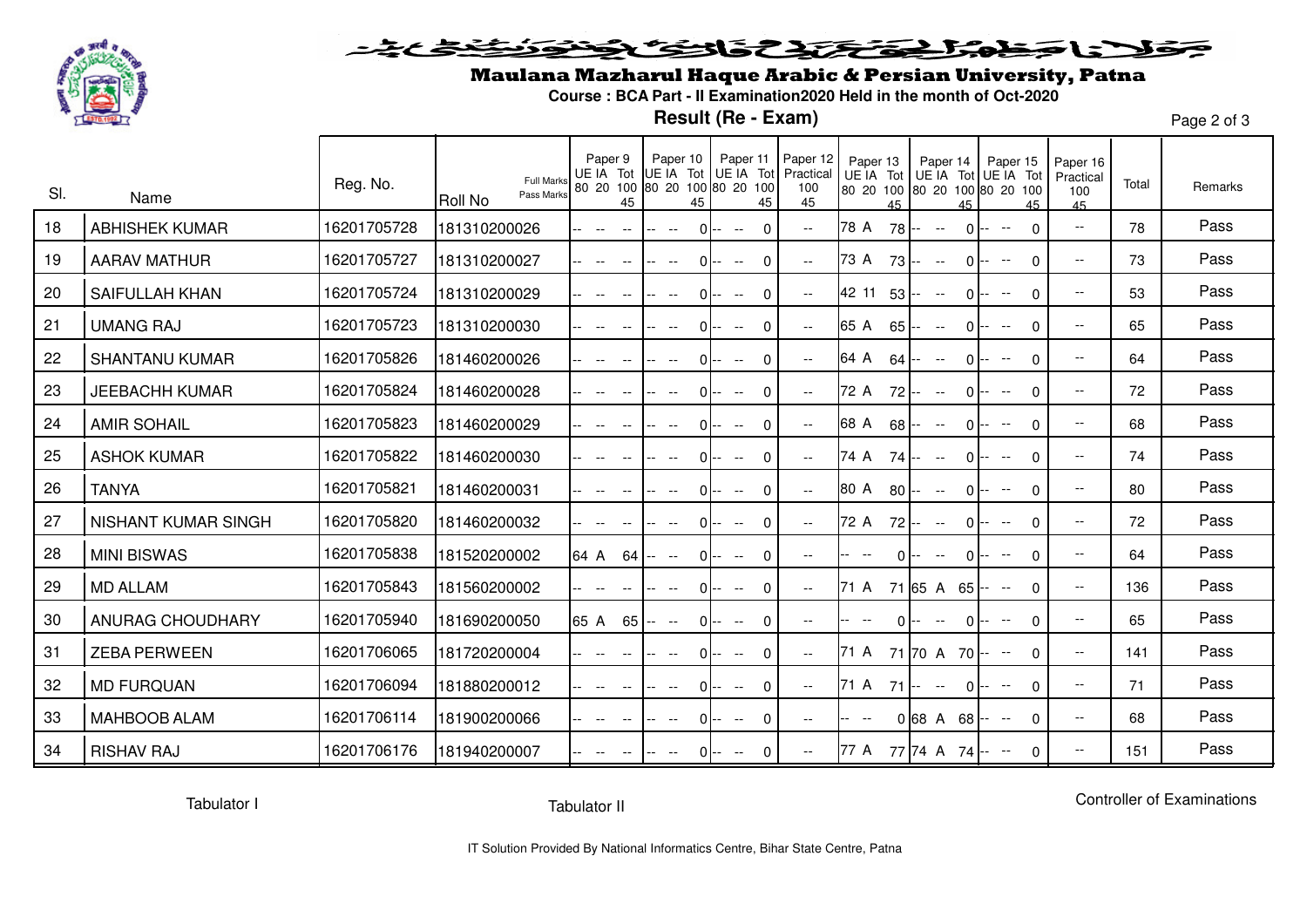# Maulana Mazharul Haque Arabic & Persian University, Patna

**Course : BCA Part - II Examination2020 Held in the month of Oct-2020**

**Result (Re - Exam)**

| Sl. | Name | Reg. No. | Roll No | Paper 9 UE | Paper 9 IA | Paper 9 Tot | Paper 10 UE | Paper 10 IA | Paper 10 Tot | Paper 11 UE | Paper 11 IA | Paper 11 Tot | Paper 12 Practical | Paper 13 UE | Paper 13 IA | Paper 13 Tot | Paper 14 UE | Paper 14 IA | Paper 14 Tot | Paper 15 UE | Paper 15 IA | Paper 15 Tot | Paper 16 Practical | Total | Remarks |
|---|---|---|---|---|---|---|---|---|---|---|---|---|---|---|---|---|---|---|---|---|---|---|---|---|---|
| | | | Full Marks | 80 | 20 | 100 | 80 | 20 | 100 | 80 | 20 | 100 | 100 | 80 | 20 | 100 | 80 | 20 | 100 | 80 | 20 | 100 | 100 | | |
| | | | Pass Marks | | | 45 | | | 45 | | | 45 | 45 | | | 45 | | | 45 | | | 45 | 45 | | |
| 18 | ABHISHEK KUMAR | 16201705728 | 181310200026 | -- | -- | -- | -- | -- | 0 | -- | -- | 0 | -- | 78 | A | 78 | -- | -- | 0 | -- | -- | 0 | -- | 78 | Pass |
| 19 | AARAV MATHUR | 16201705727 | 181310200027 | -- | -- | -- | -- | -- | 0 | -- | -- | 0 | -- | 73 | A | 73 | -- | -- | 0 | -- | -- | 0 | -- | 73 | Pass |
| 20 | SAIFULLAH KHAN | 16201705724 | 181310200029 | -- | -- | -- | -- | -- | 0 | -- | -- | 0 | -- | 42 | 11 | 53 | -- | -- | 0 | -- | -- | 0 | -- | 53 | Pass |
| 21 | UMANG RAJ | 16201705723 | 181310200030 | -- | -- | -- | -- | -- | 0 | -- | -- | 0 | -- | 65 | A | 65 | -- | -- | 0 | -- | -- | 0 | -- | 65 | Pass |
| 22 | SHANTANU KUMAR | 16201705826 | 181460200026 | -- | -- | -- | -- | -- | 0 | -- | -- | 0 | -- | 64 | A | 64 | -- | -- | 0 | -- | -- | 0 | -- | 64 | Pass |
| 23 | JEEBACHH KUMAR | 16201705824 | 181460200028 | -- | -- | -- | -- | -- | 0 | -- | -- | 0 | -- | 72 | A | 72 | -- | -- | 0 | -- | -- | 0 | -- | 72 | Pass |
| 24 | AMIR SOHAIL | 16201705823 | 181460200029 | -- | -- | -- | -- | -- | 0 | -- | -- | 0 | -- | 68 | A | 68 | -- | -- | 0 | -- | -- | 0 | -- | 68 | Pass |
| 25 | ASHOK KUMAR | 16201705822 | 181460200030 | -- | -- | -- | -- | -- | 0 | -- | -- | 0 | -- | 74 | A | 74 | -- | -- | 0 | -- | -- | 0 | -- | 74 | Pass |
| 26 | TANYA | 16201705821 | 181460200031 | -- | -- | -- | -- | -- | 0 | -- | -- | 0 | -- | 80 | A | 80 | -- | -- | 0 | -- | -- | 0 | -- | 80 | Pass |
| 27 | NISHANT KUMAR SINGH | 16201705820 | 181460200032 | -- | -- | -- | -- | -- | 0 | -- | -- | 0 | -- | 72 | A | 72 | -- | -- | 0 | -- | -- | 0 | -- | 72 | Pass |
| 28 | MINI BISWAS | 16201705838 | 181520200002 | 64 | A | 64 | -- | -- | 0 | -- | -- | 0 | -- | -- | -- | 0 | -- | -- | 0 | -- | -- | 0 | -- | 64 | Pass |
| 29 | MD ALLAM | 16201705843 | 181560200002 | -- | -- | -- | -- | -- | 0 | -- | -- | 0 | -- | 71 | A | 71 | 65 | A | 65 | -- | -- | 0 | -- | 136 | Pass |
| 30 | ANURAG CHOUDHARY | 16201705940 | 181690200050 | 65 | A | 65 | -- | -- | 0 | -- | -- | 0 | -- | -- | -- | 0 | -- | -- | 0 | -- | -- | 0 | -- | 65 | Pass |
| 31 | ZEBA PERWEEN | 16201706065 | 181720200004 | -- | -- | -- | -- | -- | 0 | -- | -- | 0 | -- | 71 | A | 71 | 70 | A | 70 | -- | -- | 0 | -- | 141 | Pass |
| 32 | MD FURQUAN | 16201706094 | 181880200012 | -- | -- | -- | -- | -- | 0 | -- | -- | 0 | -- | 71 | A | 71 | -- | -- | 0 | -- | -- | 0 | -- | 71 | Pass |
| 33 | MAHBOOB ALAM | 16201706114 | 181900200066 | -- | -- | -- | -- | -- | 0 | -- | -- | 0 | -- | -- | -- | 0 | 68 | A | 68 | -- | -- | 0 | -- | 68 | Pass |
| 34 | RISHAV RAJ | 16201706176 | 181940200007 | -- | -- | -- | -- | -- | 0 | -- | -- | 0 | -- | 77 | A | 77 | 74 | A | 74 | -- | -- | 0 | -- | 151 | Pass |

Tabulator I | Tabulator II | Controller of Examinations

IT Solution Provided By National Informatics Centre, Bihar State Centre, Patna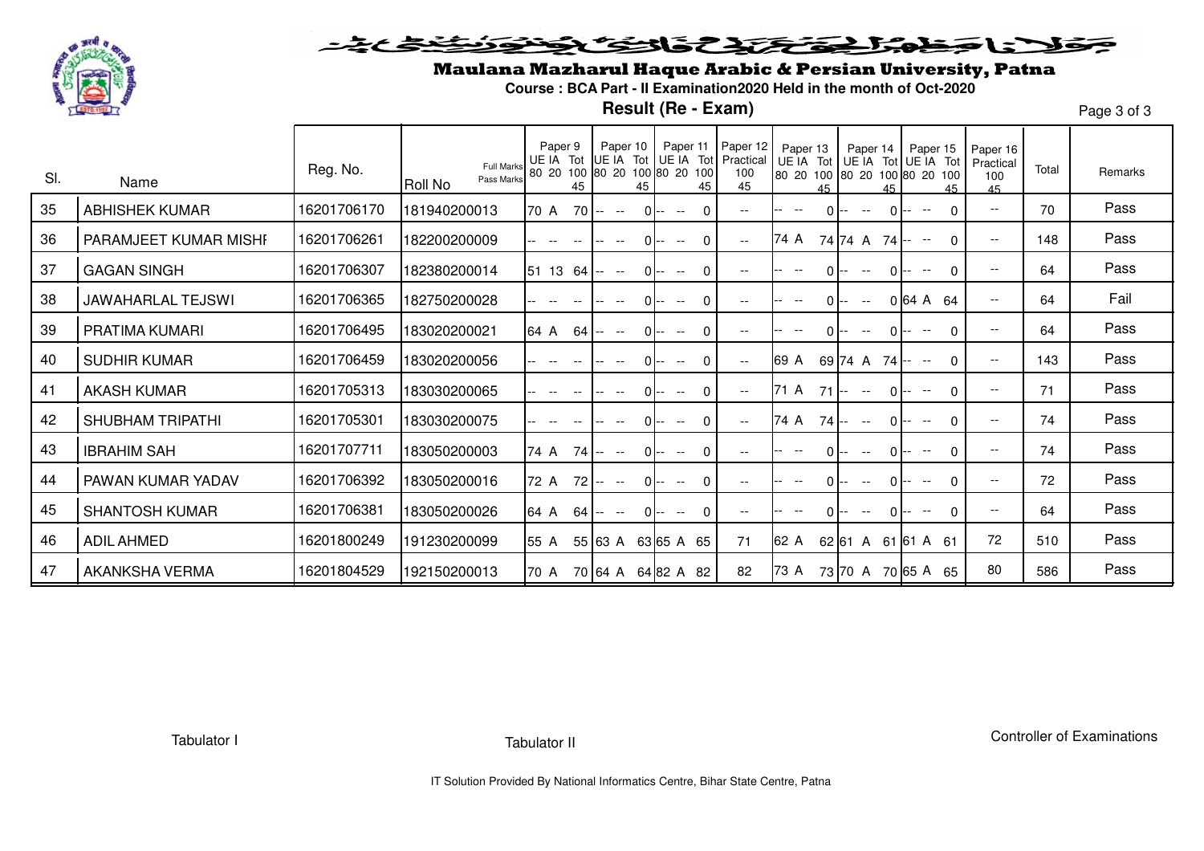## Maulana Mazharul Haque Arabic & Persian University, Patna

**Course : BCA Part - II Examination2020 Held in the month of Oct-2020**

**Result (Re - Exam)**

| Sl. | Name | Reg. No. | Roll No | Paper 9 UE | Paper 9 IA | Paper 9 Tot | Paper 10 UE | Paper 10 IA | Paper 10 Tot | Paper 11 UE | Paper 11 IA | Paper 11 Tot | Paper 12 Practical | Paper 13 UE | Paper 13 IA | Paper 13 Tot | Paper 14 UE | Paper 14 IA | Paper 14 Tot | Paper 15 UE | Paper 15 IA | Paper 15 Tot | Paper 16 Practical | Total | Remarks |
|---|---|---|---|---|---|---|---|---|---|---|---|---|---|---|---|---|---|---|---|---|---|---|---|---|---|
| | | | Full Marks | 80 | 20 | 100 | 80 | 20 | 100 | 80 | 20 | 100 | 100 | 80 | 20 | 100 | 80 | 20 | 100 | 80 | 20 | 100 | 100 | | |
| | | | Pass Marks | | | 45 | | | 45 | | | 45 | 45 | | | 45 | | | 45 | | | 45 | 45 | | |
| 35 | ABHISHEK KUMAR | 16201706170 | 181940200013 | 70 | A | 70 | -- | -- | 0 | -- | -- | 0 | -- | -- | -- | 0 | -- | -- | 0 | -- | -- | 0 | -- | 70 | Pass |
| 36 | PARAMJEET KUMAR MISHI | 16201706261 | 182200200009 | -- | -- | -- | -- | -- | 0 | -- | -- | 0 | -- | 74 | A | 74 | 74 | A | 74 | -- | -- | 0 | -- | 148 | Pass |
| 37 | GAGAN SINGH | 16201706307 | 182380200014 | 51 | 13 | 64 | -- | -- | 0 | -- | -- | 0 | -- | -- | -- | 0 | -- | -- | 0 | -- | -- | 0 | -- | 64 | Pass |
| 38 | JAWAHARLAL TEJSWI | 16201706365 | 182750200028 | -- | -- | -- | -- | -- | 0 | -- | -- | 0 | -- | -- | -- | 0 | -- | -- | 0 | 64 | A | 64 | -- | 64 | Fail |
| 39 | PRATIMA KUMARI | 16201706495 | 183020200021 | 64 | A | 64 | -- | -- | 0 | -- | -- | 0 | -- | -- | -- | 0 | -- | -- | 0 | -- | -- | 0 | -- | 64 | Pass |
| 40 | SUDHIR KUMAR | 16201706459 | 183020200056 | -- | -- | -- | -- | -- | 0 | -- | -- | 0 | -- | 69 | A | 69 | 74 | A | 74 | -- | -- | 0 | -- | 143 | Pass |
| 41 | AKASH KUMAR | 16201705313 | 183030200065 | -- | -- | -- | -- | -- | 0 | -- | -- | 0 | -- | 71 | A | 71 | -- | -- | 0 | -- | -- | 0 | -- | 71 | Pass |
| 42 | SHUBHAM TRIPATHI | 16201705301 | 183030200075 | -- | -- | -- | -- | -- | 0 | -- | -- | 0 | -- | 74 | A | 74 | -- | -- | 0 | -- | -- | 0 | -- | 74 | Pass |
| 43 | IBRAHIM SAH | 16201707711 | 183050200003 | 74 | A | 74 | -- | -- | 0 | -- | -- | 0 | -- | -- | -- | 0 | -- | -- | 0 | -- | -- | 0 | -- | 74 | Pass |
| 44 | PAWAN KUMAR YADAV | 16201706392 | 183050200016 | 72 | A | 72 | -- | -- | 0 | -- | -- | 0 | -- | -- | -- | 0 | -- | -- | 0 | -- | -- | 0 | -- | 72 | Pass |
| 45 | SHANTOSH KUMAR | 16201706381 | 183050200026 | 64 | A | 64 | -- | -- | 0 | -- | -- | 0 | -- | -- | -- | 0 | -- | -- | 0 | -- | -- | 0 | -- | 64 | Pass |
| 46 | ADIL AHMED | 16201800249 | 191230200099 | 55 | A | 55 | 63 | A | 63 | 65 | A | 65 | 71 | 62 | A | 62 | 61 | A | 61 | 61 | A | 61 | 72 | 510 | Pass |
| 47 | AKANKSHA VERMA | 16201804529 | 192150200013 | 70 | A | 70 | 64 | A | 64 | 82 | A | 82 | 82 | 73 | A | 73 | 70 | A | 70 | 65 | A | 65 | 80 | 586 | Pass |

Tabulator I

Tabulator II

Controller of Examinations

IT Solution Provided By National Informatics Centre, Bihar State Centre, Patna